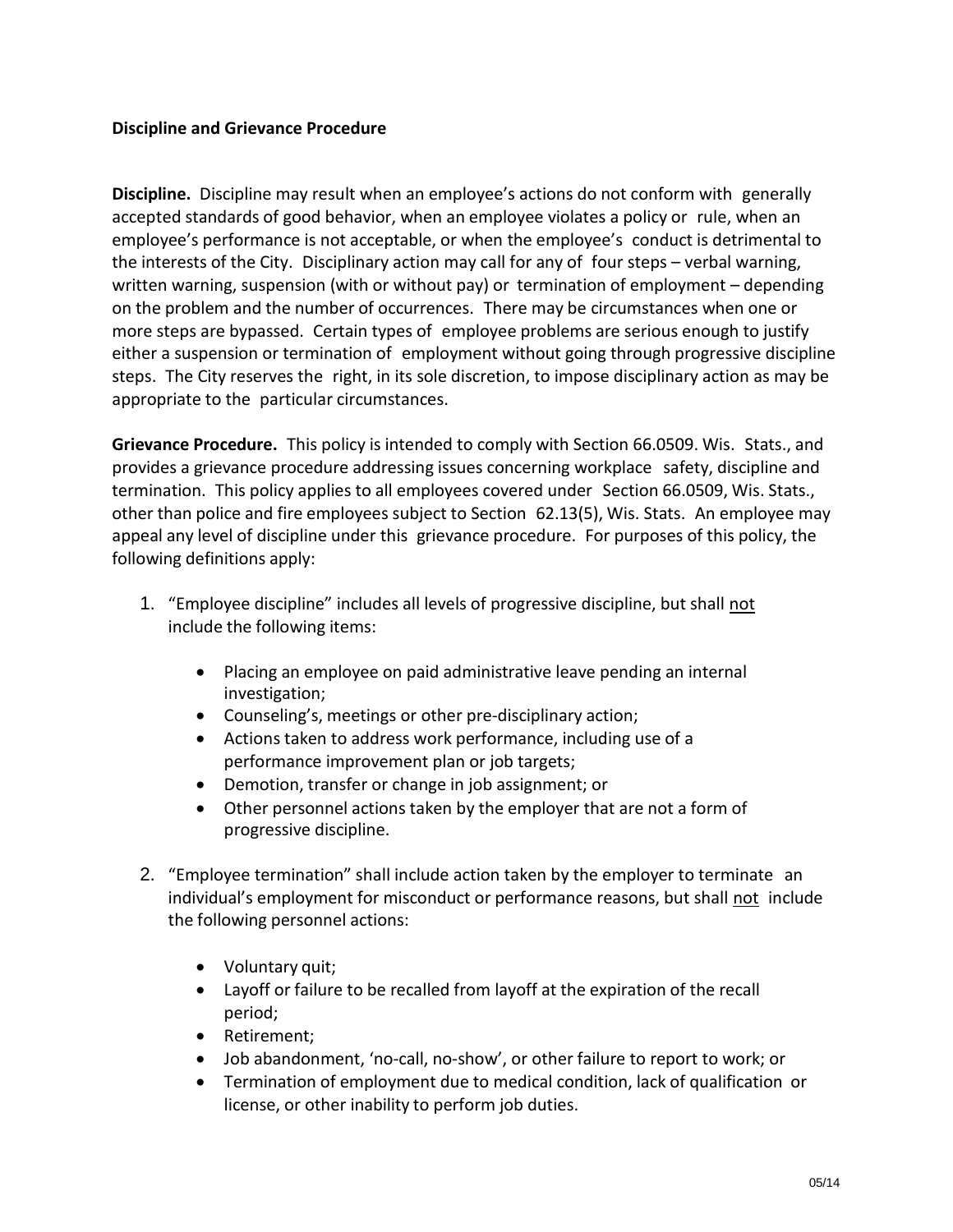**Discipline and Grievance Procedure**

**Discipline.** Discipline may result when an employee's actions do not conform with generally accepted standards of good behavior, when an employee violates a policy or rule, when an employee's performance is not acceptable, or when the employee's conduct is detrimental to the interests of the City. Disciplinary action may call for any of four steps – verbal warning, written warning, suspension (with or without pay) or termination of employment – depending on the problem and the number of occurrences. There may be circumstances when one or more steps are bypassed. Certain types of employee problems are serious enough to justify either a suspension or termination of employment without going through progressive discipline steps. The City reserves the right, in its sole discretion, to impose disciplinary action as may be appropriate to the particular circumstances.

**Grievance Procedure.** This policy is intended to comply with Section 66.0509. Wis. Stats., and provides a grievance procedure addressing issues concerning workplace safety, discipline and termination. This policy applies to all employees covered under Section 66.0509, Wis. Stats., other than police and fire employees subject to Section 62.13(5), Wis. Stats. An employee may appeal any level of discipline under this grievance procedure. For purposes of this policy, the following definitions apply:

1. "Employee discipline" includes all levels of progressive discipline, but shall not include the following items:
   - Placing an employee on paid administrative leave pending an internal investigation;
   - Counseling's, meetings or other pre-disciplinary action;
   - Actions taken to address work performance, including use of a performance improvement plan or job targets;
   - Demotion, transfer or change in job assignment; or
   - Other personnel actions taken by the employer that are not a form of progressive discipline.
2. "Employee termination" shall include action taken by the employer to terminate an individual's employment for misconduct or performance reasons, but shall not include the following personnel actions:
   - Voluntary quit;
   - Layoff or failure to be recalled from layoff at the expiration of the recall period;
   - Retirement;
   - Job abandonment, 'no-call, no-show', or other failure to report to work; or
   - Termination of employment due to medical condition, lack of qualification or license, or other inability to perform job duties.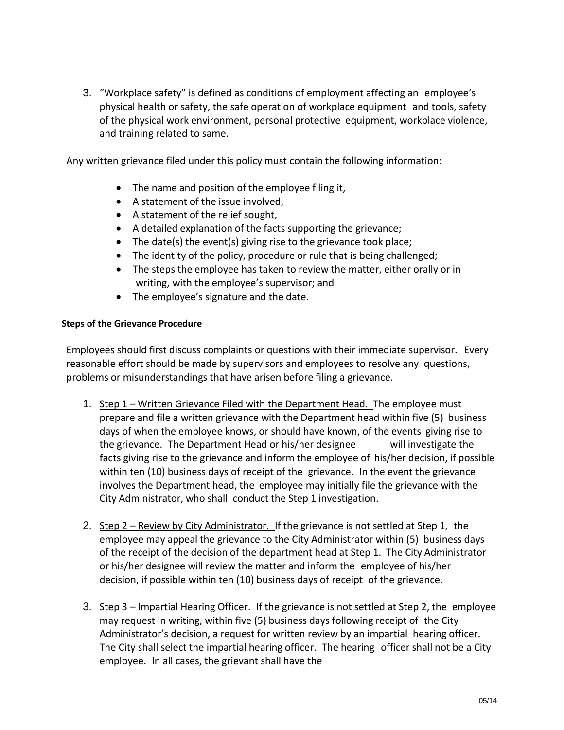3. "Workplace safety" is defined as conditions of employment affecting an employee's physical health or safety, the safe operation of workplace equipment and tools, safety of the physical work environment, personal protective equipment, workplace violence, and training related to same.

Any written grievance filed under this policy must contain the following information:

- The name and position of the employee filing it,
- A statement of the issue involved,
- A statement of the relief sought,
- A detailed explanation of the facts supporting the grievance;
- The date(s) the event(s) giving rise to the grievance took place;
- The identity of the policy, procedure or rule that is being challenged;
- The steps the employee has taken to review the matter, either orally or in writing, with the employee's supervisor; and
- The employee's signature and the date.

**Steps of the Grievance Procedure**

Employees should first discuss complaints or questions with their immediate supervisor. Every reasonable effort should be made by supervisors and employees to resolve any questions, problems or misunderstandings that have arisen before filing a grievance.

1. <u>Step 1 – Written Grievance Filed with the Department Head.</u> The employee must prepare and file a written grievance with the Department head within five (5) business days of when the employee knows, or should have known, of the events giving rise to the grievance. The Department Head or his/her designee will investigate the facts giving rise to the grievance and inform the employee of his/her decision, if possible within ten (10) business days of receipt of the grievance. In the event the grievance involves the Department head, the employee may initially file the grievance with the City Administrator, who shall conduct the Step 1 investigation.

2. <u>Step 2 – Review by City Administrator.</u> If the grievance is not settled at Step 1, the employee may appeal the grievance to the City Administrator within (5) business days of the receipt of the decision of the department head at Step 1. The City Administrator or his/her designee will review the matter and inform the employee of his/her decision, if possible within ten (10) business days of receipt of the grievance.

3. <u>Step 3 – Impartial Hearing Officer.</u> If the grievance is not settled at Step 2, the employee may request in writing, within five (5) business days following receipt of the City Administrator's decision, a request for written review by an impartial hearing officer. The City shall select the impartial hearing officer. The hearing officer shall not be a City employee. In all cases, the grievant shall have the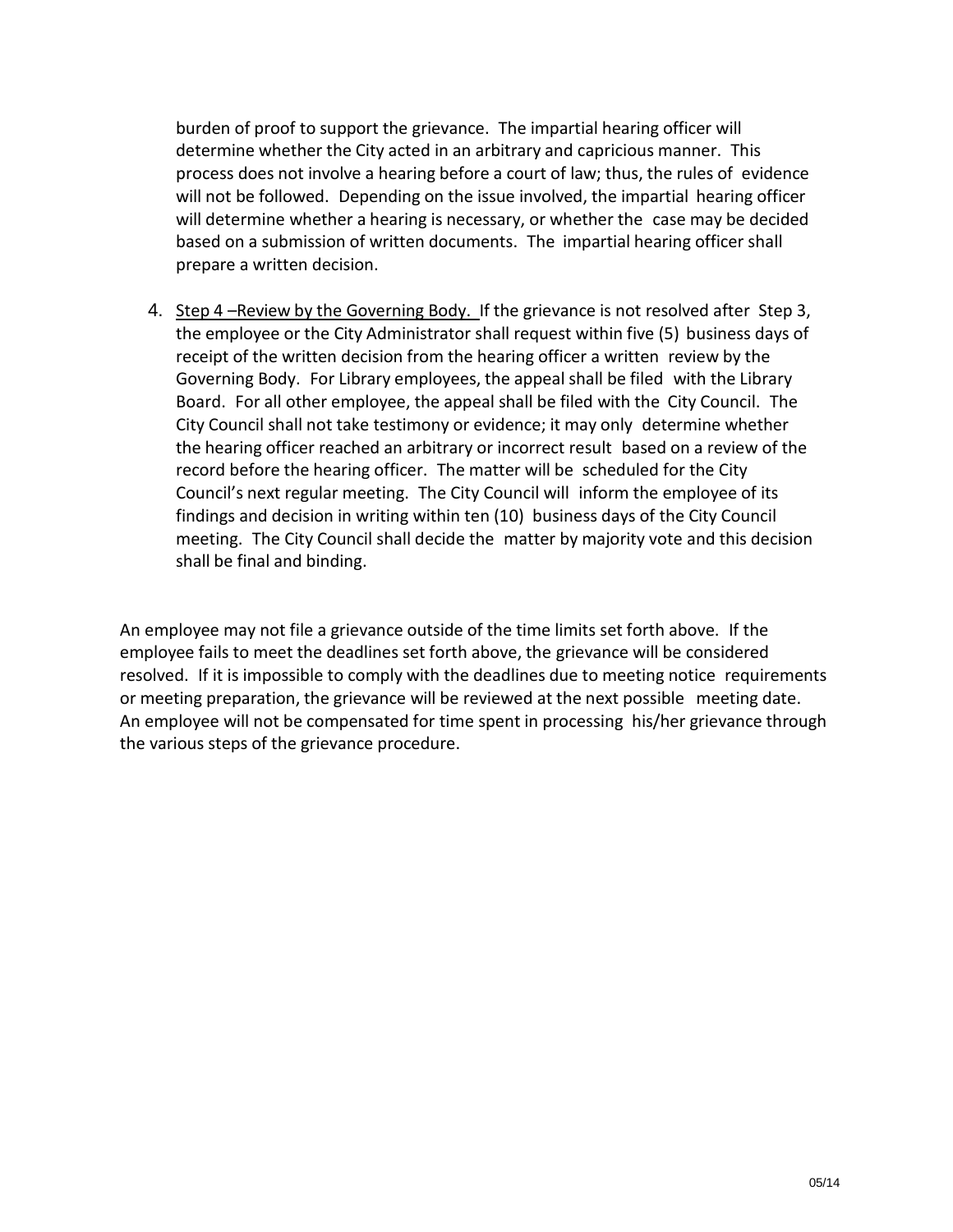burden of proof to support the grievance. The impartial hearing officer will determine whether the City acted in an arbitrary and capricious manner. This process does not involve a hearing before a court of law; thus, the rules of evidence will not be followed. Depending on the issue involved, the impartial hearing officer will determine whether a hearing is necessary, or whether the case may be decided based on a submission of written documents. The impartial hearing officer shall prepare a written decision.

4. Step 4 –Review by the Governing Body. If the grievance is not resolved after Step 3, the employee or the City Administrator shall request within five (5) business days of receipt of the written decision from the hearing officer a written review by the Governing Body. For Library employees, the appeal shall be filed with the Library Board. For all other employee, the appeal shall be filed with the City Council. The City Council shall not take testimony or evidence; it may only determine whether the hearing officer reached an arbitrary or incorrect result based on a review of the record before the hearing officer. The matter will be scheduled for the City Council's next regular meeting. The City Council will inform the employee of its findings and decision in writing within ten (10) business days of the City Council meeting. The City Council shall decide the matter by majority vote and this decision shall be final and binding.

An employee may not file a grievance outside of the time limits set forth above. If the employee fails to meet the deadlines set forth above, the grievance will be considered resolved. If it is impossible to comply with the deadlines due to meeting notice requirements or meeting preparation, the grievance will be reviewed at the next possible meeting date. An employee will not be compensated for time spent in processing his/her grievance through the various steps of the grievance procedure.

05/14